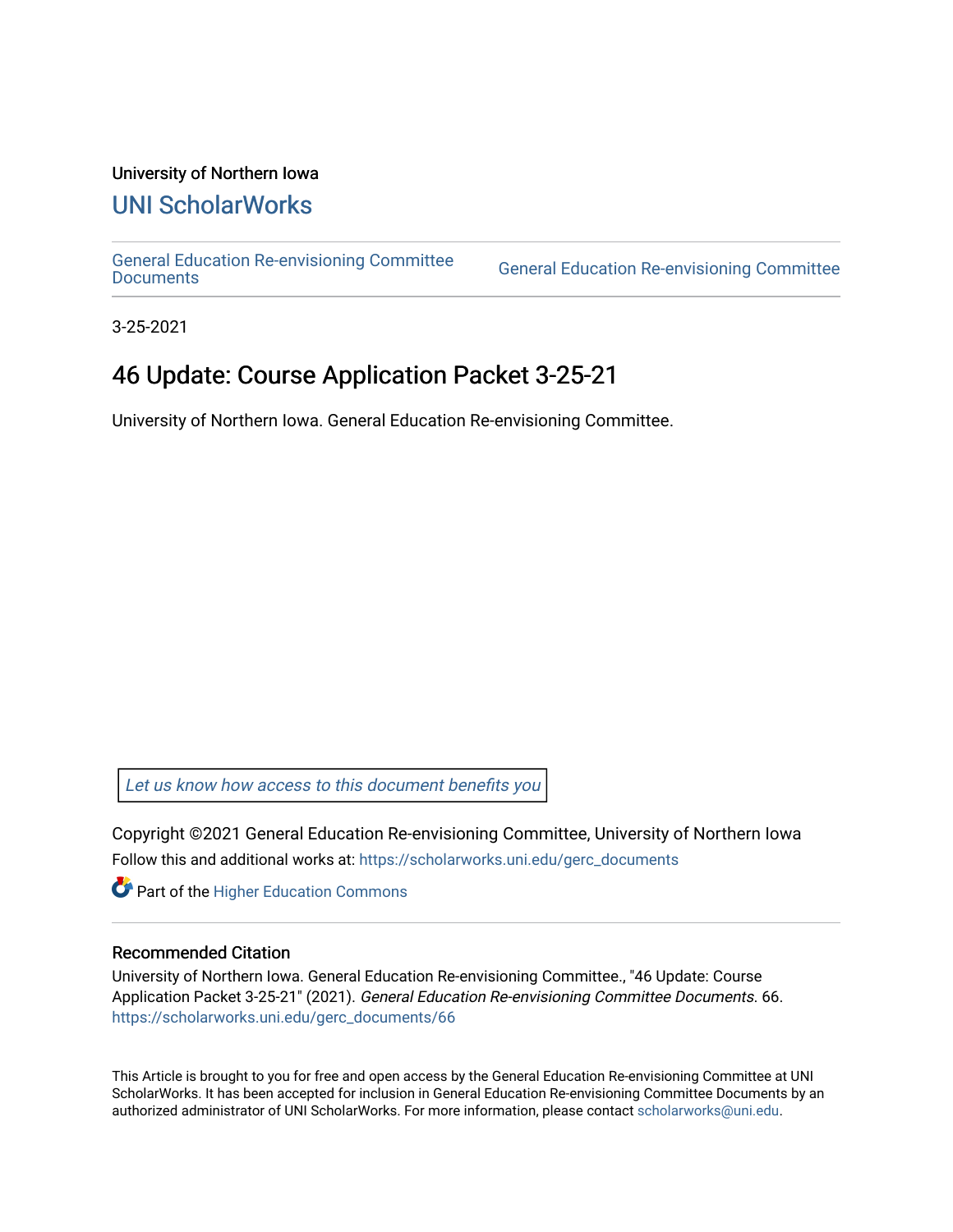University of Northern Iowa

# UNI ScholarWorks

General Education Re-envisioning Committee Documents | General Education Re-envisioning Committee

3-25-2021

## 46 Update: Course Application Packet 3-25-21

University of Northern Iowa. General Education Re-envisioning Committee.

*Let us know how access to this document benefits you*

Copyright ©2021 General Education Re-envisioning Committee, University of Northern Iowa

Follow this and additional works at: https://scholarworks.uni.edu/gerc_documents

Part of the Higher Education Commons

### Recommended Citation

University of Northern Iowa. General Education Re-envisioning Committee., "46 Update: Course Application Packet 3-25-21" (2021). *General Education Re-envisioning Committee Documents*. 66.
https://scholarworks.uni.edu/gerc_documents/66

This Article is brought to you for free and open access by the General Education Re-envisioning Committee at UNI ScholarWorks. It has been accepted for inclusion in General Education Re-envisioning Committee Documents by an authorized administrator of UNI ScholarWorks. For more information, please contact scholarworks@uni.edu.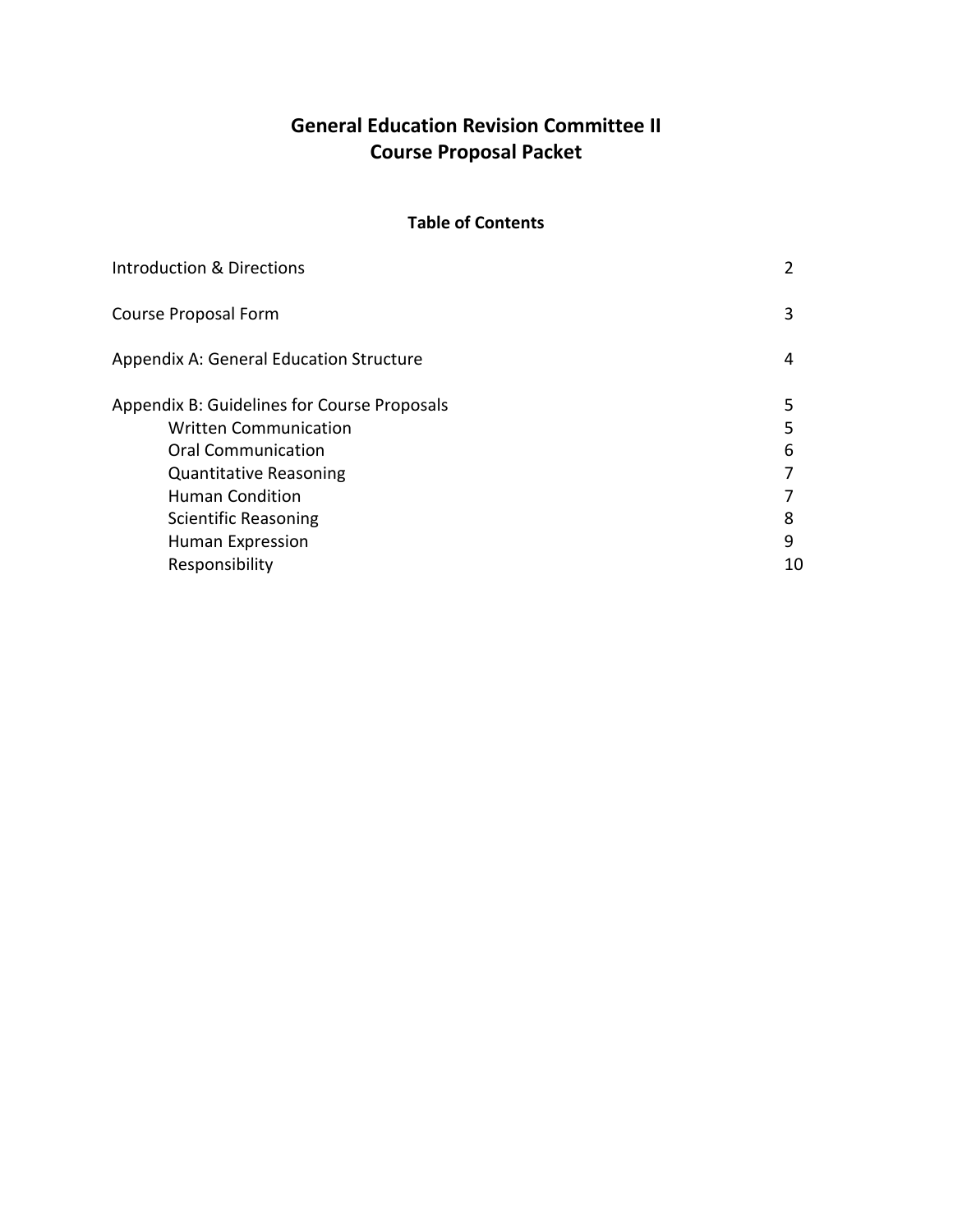# General Education Revision Committee II
# Course Proposal Packet

## Table of Contents

| | |
|---|---|
| Introduction & Directions | 2 |
| Course Proposal Form | 3 |
| Appendix A: General Education Structure | 4 |
| Appendix B: Guidelines for Course Proposals | 5 |
| Written Communication | 5 |
| Oral Communication | 6 |
| Quantitative Reasoning | 7 |
| Human Condition | 7 |
| Scientific Reasoning | 8 |
| Human Expression | 9 |
| Responsibility | 10 |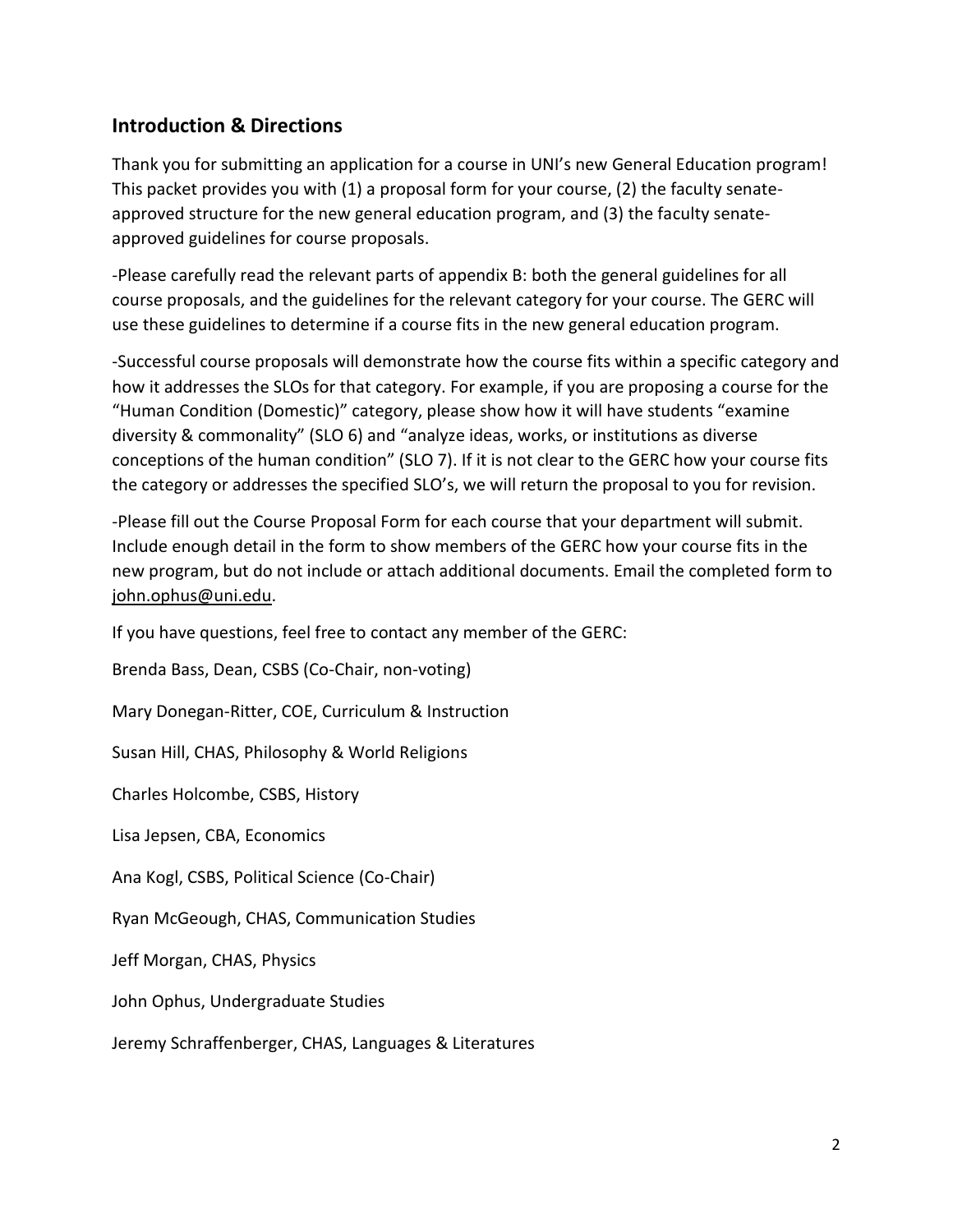## Introduction & Directions

Thank you for submitting an application for a course in UNI's new General Education program! This packet provides you with (1) a proposal form for your course, (2) the faculty senate-approved structure for the new general education program, and (3) the faculty senate-approved guidelines for course proposals.

-Please carefully read the relevant parts of appendix B: both the general guidelines for all course proposals, and the guidelines for the relevant category for your course. The GERC will use these guidelines to determine if a course fits in the new general education program.

-Successful course proposals will demonstrate how the course fits within a specific category and how it addresses the SLOs for that category. For example, if you are proposing a course for the "Human Condition (Domestic)" category, please show how it will have students "examine diversity & commonality" (SLO 6) and "analyze ideas, works, or institutions as diverse conceptions of the human condition" (SLO 7). If it is not clear to the GERC how your course fits the category or addresses the specified SLO's, we will return the proposal to you for revision.

-Please fill out the Course Proposal Form for each course that your department will submit. Include enough detail in the form to show members of the GERC how your course fits in the new program, but do not include or attach additional documents. Email the completed form to john.ophus@uni.edu.

If you have questions, feel free to contact any member of the GERC:

Brenda Bass, Dean, CSBS (Co-Chair, non-voting)

Mary Donegan-Ritter, COE, Curriculum & Instruction

Susan Hill, CHAS, Philosophy & World Religions

Charles Holcombe, CSBS, History

Lisa Jepsen, CBA, Economics

Ana Kogl, CSBS, Political Science (Co-Chair)

Ryan McGeough, CHAS, Communication Studies

Jeff Morgan, CHAS, Physics

John Ophus, Undergraduate Studies

Jeremy Schraffenberger, CHAS, Languages & Literatures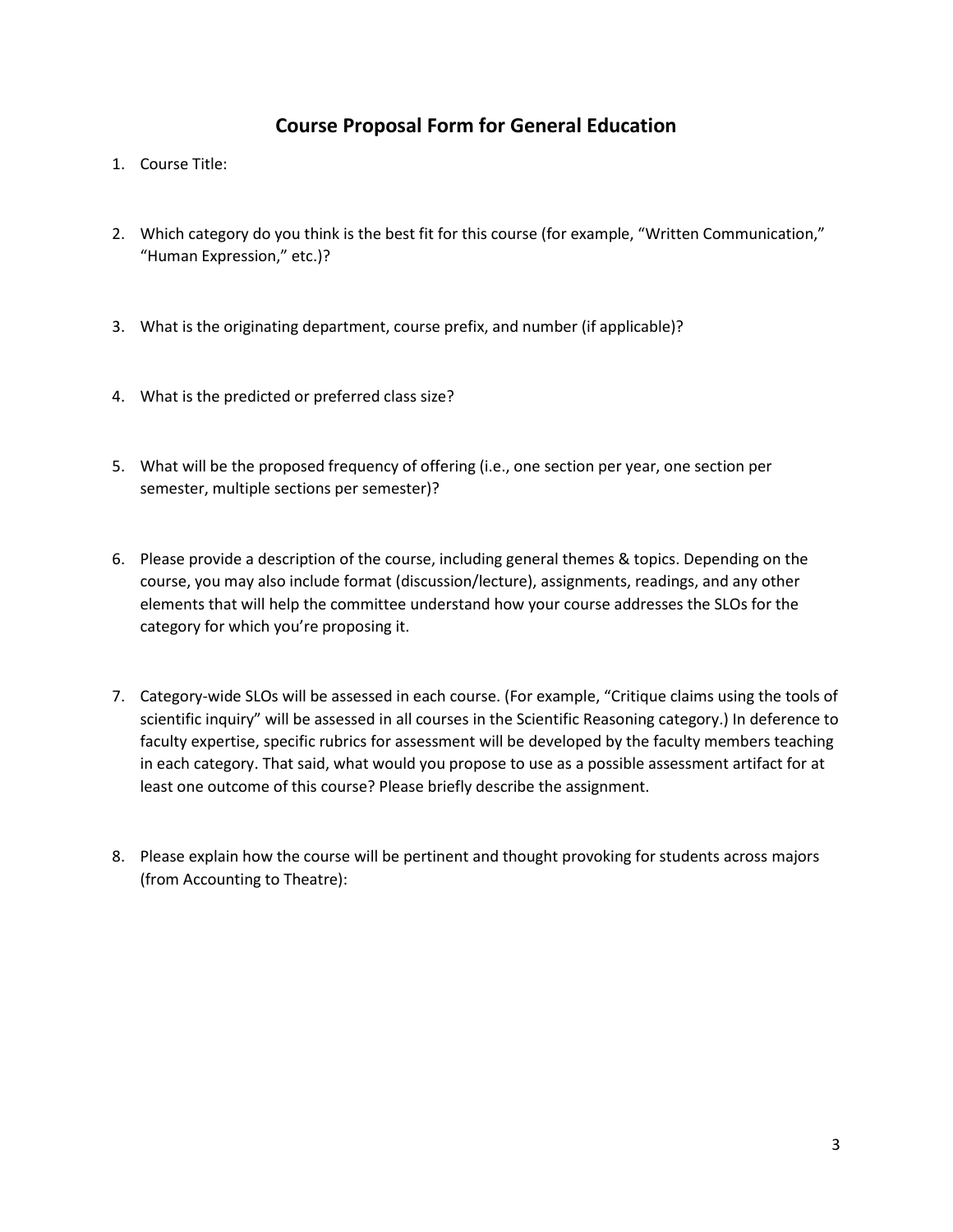## Course Proposal Form for General Education

1. Course Title:

2. Which category do you think is the best fit for this course (for example, "Written Communication," "Human Expression," etc.)?

3. What is the originating department, course prefix, and number (if applicable)?

4. What is the predicted or preferred class size?

5. What will be the proposed frequency of offering (i.e., one section per year, one section per semester, multiple sections per semester)?

6. Please provide a description of the course, including general themes & topics. Depending on the course, you may also include format (discussion/lecture), assignments, readings, and any other elements that will help the committee understand how your course addresses the SLOs for the category for which you're proposing it.

7. Category-wide SLOs will be assessed in each course. (For example, "Critique claims using the tools of scientific inquiry" will be assessed in all courses in the Scientific Reasoning category.) In deference to faculty expertise, specific rubrics for assessment will be developed by the faculty members teaching in each category. That said, what would you propose to use as a possible assessment artifact for at least one outcome of this course? Please briefly describe the assignment.

8. Please explain how the course will be pertinent and thought provoking for students across majors (from Accounting to Theatre):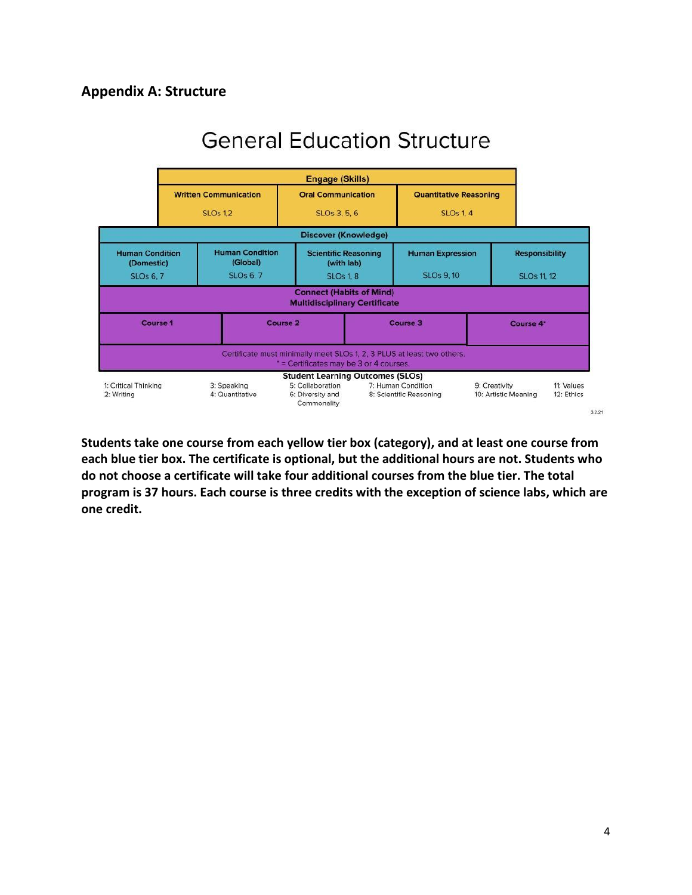## Appendix A: Structure

# General Education Structure

| Engage (Skills) | | |
|---|---|---|
| Written Communication<br>SLOs 1,2 | Oral Communication<br>SLOs 3, 5, 6 | Quantitative Reasoning<br>SLOs 1, 4 |

| Discover (Knowledge) | | | | |
|---|---|---|---|---|
| Human Condition (Domestic)<br>SLOs 6, 7 | Human Condition (Global)<br>SLOs 6, 7 | Scientific Reasoning (with lab)<br>SLOs 1, 8 | Human Expression<br>SLOs 9, 10 | Responsibility<br>SLOs 11, 12 |

| Connect (Habits of Mind)<br>Multidisciplinary Certificate | | | |
|---|---|---|---|
| Course 1 | Course 2 | Course 3 | Course 4* |
| Certificate must minimally meet SLOs 1, 2, 3 PLUS at least two others.<br>* = Certificates may be 3 or 4 courses. | | | |

**Student Learning Outcomes (SLOs)**

1: Critical Thinking
2: Writing
3: Speaking
4: Quantitative
5: Collaboration
6: Diversity and Commonality
7: Human Condition
8: Scientific Reasoning
9: Creativity
10: Artistic Meaning
11: Values
12: Ethics

3.2.21

**Students take one course from each yellow tier box (category), and at least one course from each blue tier box. The certificate is optional, but the additional hours are not. Students who do not choose a certificate will take four additional courses from the blue tier. The total program is 37 hours. Each course is three credits with the exception of science labs, which are one credit.**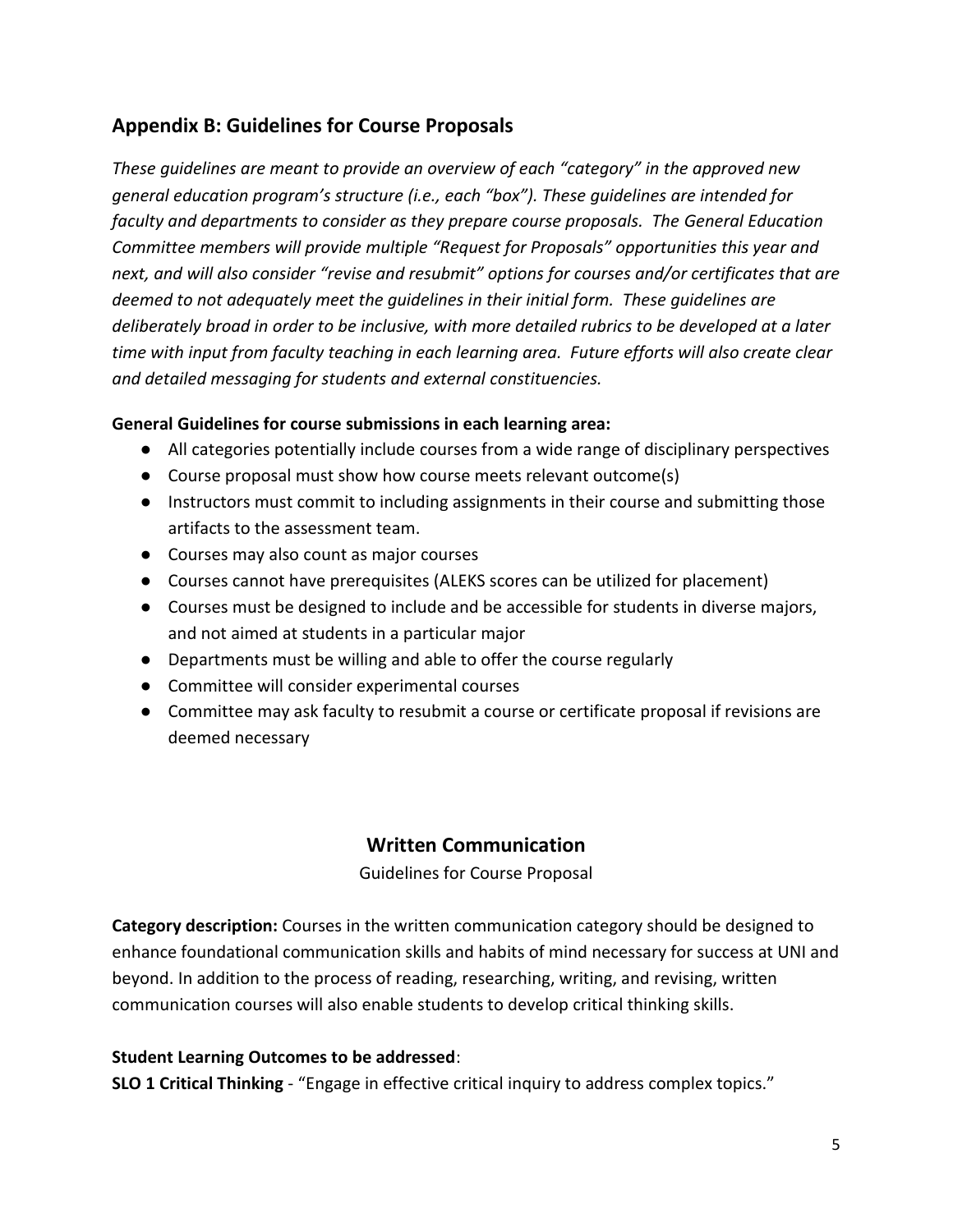## Appendix B: Guidelines for Course Proposals

*These guidelines are meant to provide an overview of each "category" in the approved new general education program's structure (i.e., each "box"). These guidelines are intended for faculty and departments to consider as they prepare course proposals. The General Education Committee members will provide multiple "Request for Proposals" opportunities this year and next, and will also consider "revise and resubmit" options for courses and/or certificates that are deemed to not adequately meet the guidelines in their initial form. These guidelines are deliberately broad in order to be inclusive, with more detailed rubrics to be developed at a later time with input from faculty teaching in each learning area. Future efforts will also create clear and detailed messaging for students and external constituencies.*

**General Guidelines for course submissions in each learning area:**

- All categories potentially include courses from a wide range of disciplinary perspectives
- Course proposal must show how course meets relevant outcome(s)
- Instructors must commit to including assignments in their course and submitting those artifacts to the assessment team.
- Courses may also count as major courses
- Courses cannot have prerequisites (ALEKS scores can be utilized for placement)
- Courses must be designed to include and be accessible for students in diverse majors, and not aimed at students in a particular major
- Departments must be willing and able to offer the course regularly
- Committee will consider experimental courses
- Committee may ask faculty to resubmit a course or certificate proposal if revisions are deemed necessary

### Written Communication

Guidelines for Course Proposal

**Category description:** Courses in the written communication category should be designed to enhance foundational communication skills and habits of mind necessary for success at UNI and beyond. In addition to the process of reading, researching, writing, and revising, written communication courses will also enable students to develop critical thinking skills.

**Student Learning Outcomes to be addressed**:

**SLO 1 Critical Thinking** - "Engage in effective critical inquiry to address complex topics."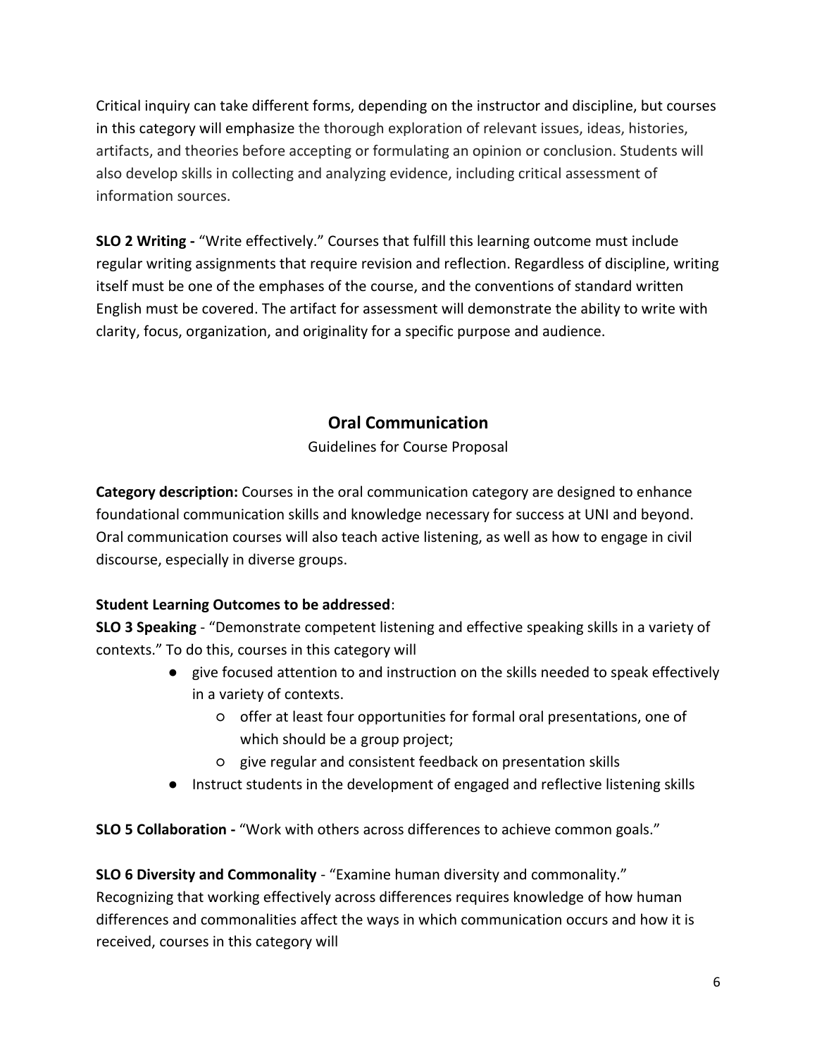Critical inquiry can take different forms, depending on the instructor and discipline, but courses in this category will emphasize the thorough exploration of relevant issues, ideas, histories, artifacts, and theories before accepting or formulating an opinion or conclusion. Students will also develop skills in collecting and analyzing evidence, including critical assessment of information sources.

**SLO 2 Writing -** "Write effectively." Courses that fulfill this learning outcome must include regular writing assignments that require revision and reflection. Regardless of discipline, writing itself must be one of the emphases of the course, and the conventions of standard written English must be covered. The artifact for assessment will demonstrate the ability to write with clarity, focus, organization, and originality for a specific purpose and audience.

## Oral Communication

Guidelines for Course Proposal

**Category description:** Courses in the oral communication category are designed to enhance foundational communication skills and knowledge necessary for success at UNI and beyond. Oral communication courses will also teach active listening, as well as how to engage in civil discourse, especially in diverse groups.

**Student Learning Outcomes to be addressed**:

**SLO 3 Speaking** - "Demonstrate competent listening and effective speaking skills in a variety of contexts." To do this, courses in this category will

- give focused attention to and instruction on the skills needed to speak effectively in a variety of contexts.
  - offer at least four opportunities for formal oral presentations, one of which should be a group project;
  - give regular and consistent feedback on presentation skills
- Instruct students in the development of engaged and reflective listening skills

**SLO 5 Collaboration -** "Work with others across differences to achieve common goals."

**SLO 6 Diversity and Commonality** - "Examine human diversity and commonality." Recognizing that working effectively across differences requires knowledge of how human differences and commonalities affect the ways in which communication occurs and how it is received, courses in this category will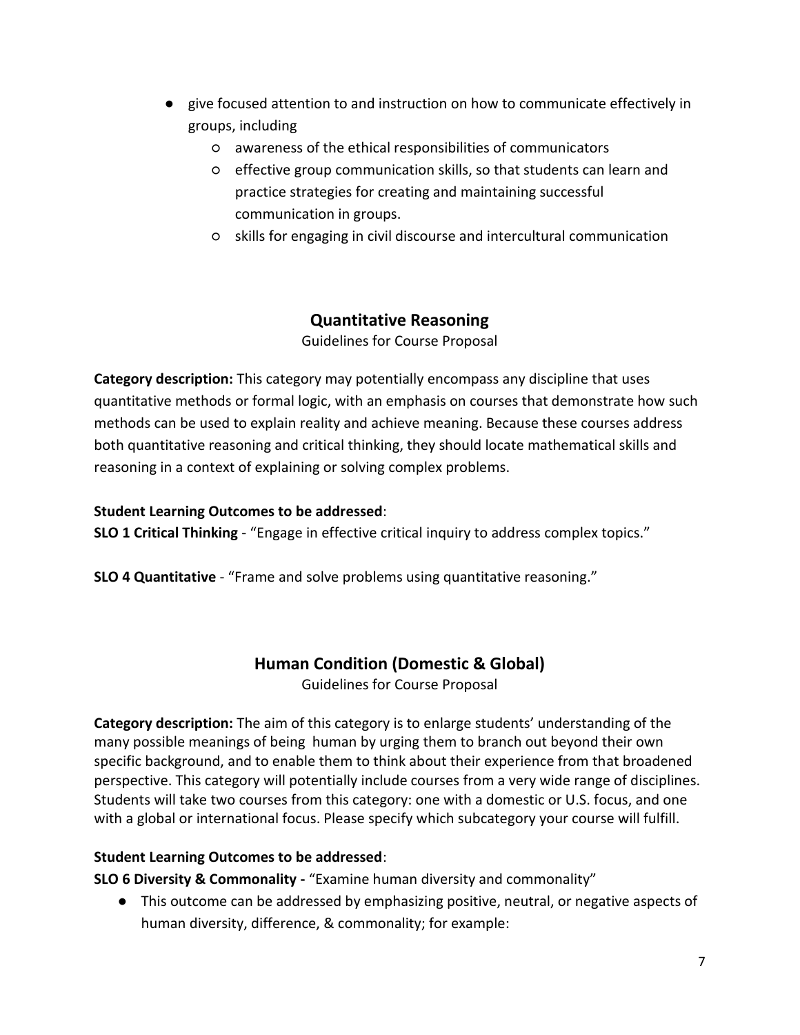- give focused attention to and instruction on how to communicate effectively in groups, including
    - awareness of the ethical responsibilities of communicators
    - effective group communication skills, so that students can learn and practice strategies for creating and maintaining successful communication in groups.
    - skills for engaging in civil discourse and intercultural communication

## Quantitative Reasoning

Guidelines for Course Proposal

**Category description:** This category may potentially encompass any discipline that uses quantitative methods or formal logic, with an emphasis on courses that demonstrate how such methods can be used to explain reality and achieve meaning. Because these courses address both quantitative reasoning and critical thinking, they should locate mathematical skills and reasoning in a context of explaining or solving complex problems.

**Student Learning Outcomes to be addressed**:

**SLO 1 Critical Thinking** - "Engage in effective critical inquiry to address complex topics."

**SLO 4 Quantitative** - "Frame and solve problems using quantitative reasoning."

## Human Condition (Domestic & Global)

Guidelines for Course Proposal

**Category description:** The aim of this category is to enlarge students' understanding of the many possible meanings of being human by urging them to branch out beyond their own specific background, and to enable them to think about their experience from that broadened perspective. This category will potentially include courses from a very wide range of disciplines. Students will take two courses from this category: one with a domestic or U.S. focus, and one with a global or international focus. Please specify which subcategory your course will fulfill.

**Student Learning Outcomes to be addressed**:

**SLO 6 Diversity & Commonality -** "Examine human diversity and commonality"

- This outcome can be addressed by emphasizing positive, neutral, or negative aspects of human diversity, difference, & commonality; for example: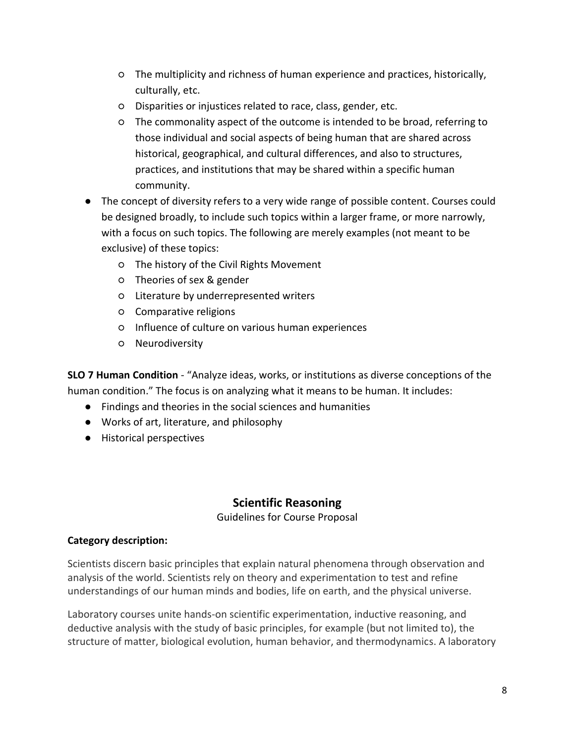- The multiplicity and richness of human experience and practices, historically, culturally, etc.
    - Disparities or injustices related to race, class, gender, etc.
    - The commonality aspect of the outcome is intended to be broad, referring to those individual and social aspects of being human that are shared across historical, geographical, and cultural differences, and also to structures, practices, and institutions that may be shared within a specific human community.
- The concept of diversity refers to a very wide range of possible content. Courses could be designed broadly, to include such topics within a larger frame, or more narrowly, with a focus on such topics. The following are merely examples (not meant to be exclusive) of these topics:
    - The history of the Civil Rights Movement
    - Theories of sex & gender
    - Literature by underrepresented writers
    - Comparative religions
    - Influence of culture on various human experiences
    - Neurodiversity

**SLO 7 Human Condition** - "Analyze ideas, works, or institutions as diverse conceptions of the human condition." The focus is on analyzing what it means to be human. It includes:

- Findings and theories in the social sciences and humanities
- Works of art, literature, and philosophy
- Historical perspectives

## Scientific Reasoning

Guidelines for Course Proposal

**Category description:**

Scientists discern basic principles that explain natural phenomena through observation and analysis of the world. Scientists rely on theory and experimentation to test and refine understandings of our human minds and bodies, life on earth, and the physical universe.

Laboratory courses unite hands-on scientific experimentation, inductive reasoning, and deductive analysis with the study of basic principles, for example (but not limited to), the structure of matter, biological evolution, human behavior, and thermodynamics. A laboratory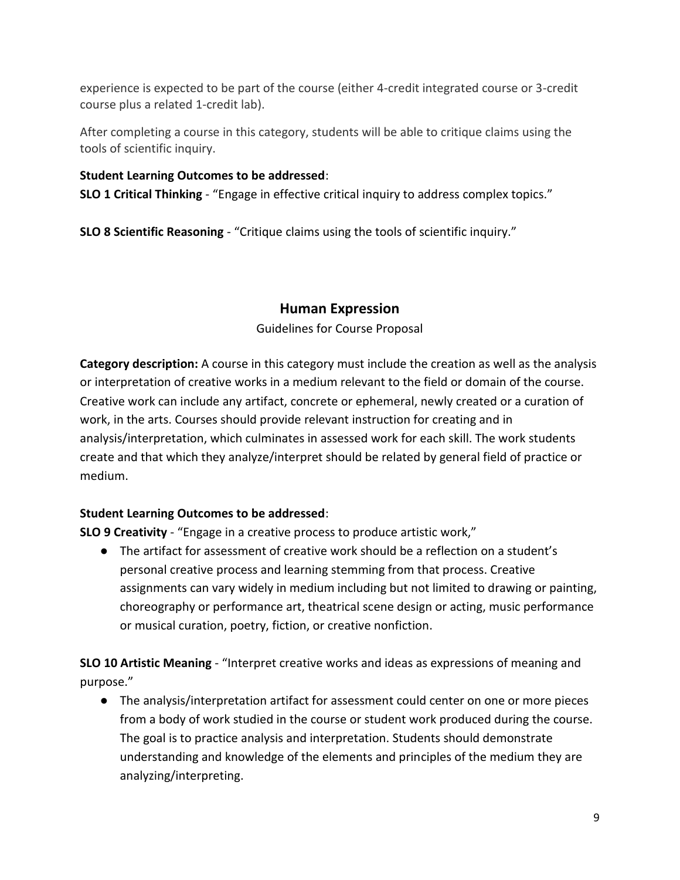experience is expected to be part of the course (either 4-credit integrated course or 3-credit course plus a related 1-credit lab).

After completing a course in this category, students will be able to critique claims using the tools of scientific inquiry.

**Student Learning Outcomes to be addressed**:
**SLO 1 Critical Thinking** - "Engage in effective critical inquiry to address complex topics."

**SLO 8 Scientific Reasoning** - "Critique claims using the tools of scientific inquiry."

## Human Expression

Guidelines for Course Proposal

**Category description:** A course in this category must include the creation as well as the analysis or interpretation of creative works in a medium relevant to the field or domain of the course. Creative work can include any artifact, concrete or ephemeral, newly created or a curation of work, in the arts. Courses should provide relevant instruction for creating and in analysis/interpretation, which culminates in assessed work for each skill. The work students create and that which they analyze/interpret should be related by general field of practice or medium.

**Student Learning Outcomes to be addressed**:
**SLO 9 Creativity** - "Engage in a creative process to produce artistic work,"

- The artifact for assessment of creative work should be a reflection on a student's personal creative process and learning stemming from that process. Creative assignments can vary widely in medium including but not limited to drawing or painting, choreography or performance art, theatrical scene design or acting, music performance or musical curation, poetry, fiction, or creative nonfiction.

**SLO 10 Artistic Meaning** - "Interpret creative works and ideas as expressions of meaning and purpose."

- The analysis/interpretation artifact for assessment could center on one or more pieces from a body of work studied in the course or student work produced during the course. The goal is to practice analysis and interpretation. Students should demonstrate understanding and knowledge of the elements and principles of the medium they are analyzing/interpreting.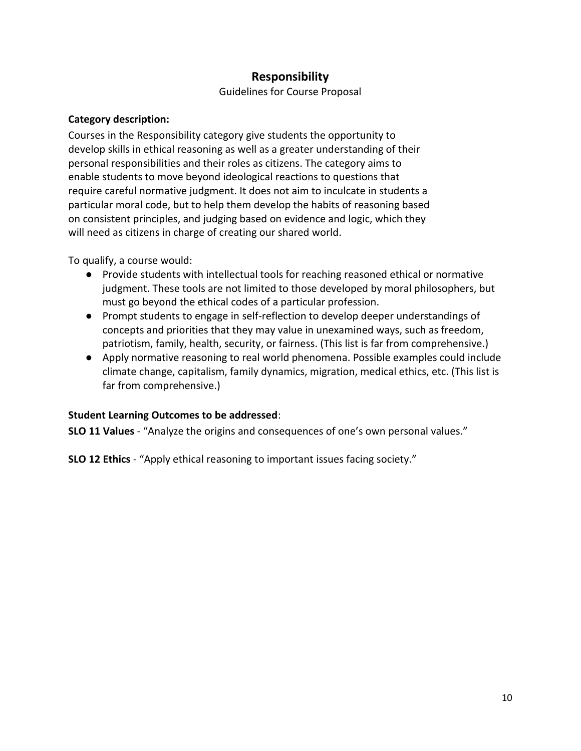# Responsibility

Guidelines for Course Proposal

**Category description:**

Courses in the Responsibility category give students the opportunity to develop skills in ethical reasoning as well as a greater understanding of their personal responsibilities and their roles as citizens. The category aims to enable students to move beyond ideological reactions to questions that require careful normative judgment. It does not aim to inculcate in students a particular moral code, but to help them develop the habits of reasoning based on consistent principles, and judging based on evidence and logic, which they will need as citizens in charge of creating our shared world.

To qualify, a course would:

- Provide students with intellectual tools for reaching reasoned ethical or normative judgment. These tools are not limited to those developed by moral philosophers, but must go beyond the ethical codes of a particular profession.
- Prompt students to engage in self-reflection to develop deeper understandings of concepts and priorities that they may value in unexamined ways, such as freedom, patriotism, family, health, security, or fairness. (This list is far from comprehensive.)
- Apply normative reasoning to real world phenomena. Possible examples could include climate change, capitalism, family dynamics, migration, medical ethics, etc. (This list is far from comprehensive.)

**Student Learning Outcomes to be addressed**:

**SLO 11 Values** - "Analyze the origins and consequences of one's own personal values."

**SLO 12 Ethics** - "Apply ethical reasoning to important issues facing society."